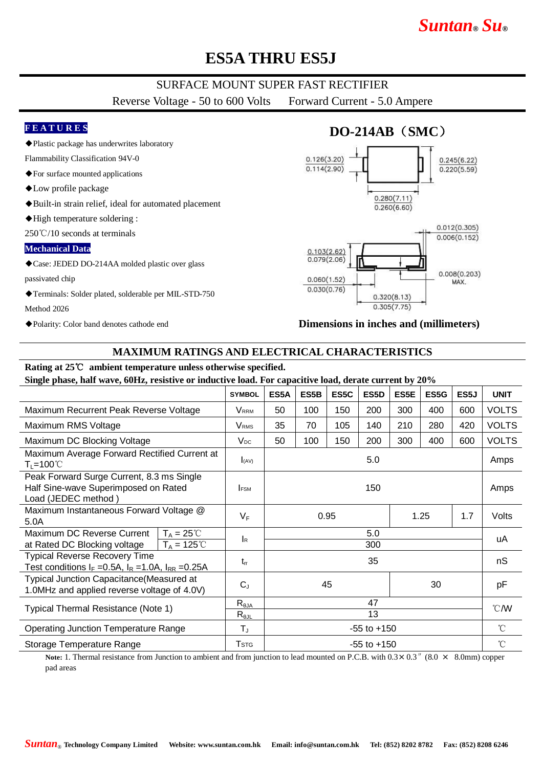# ES5A THRU ES5J

SURFACE MOUNT SUPER FAST RECTIFIER

Reverse Voltage - 50 to 600 Volts    Forward Current - 5.0 Ampere

## FEATURES

◆Plastic package has underwrites laboratory Flammability Classification 94V-0

◆For surface mounted applications

◆Low profile package

◆Built-in strain relief, ideal for automated placement

◆High temperature soldering : 250℃/10 seconds at terminals

## Mechanical Data

◆Case: JEDED DO-214AA molded plastic over glass passivated chip

◆Terminals: Solder plated, solderable per MIL-STD-750 Method 2026

◆Polarity: Color band denotes cathode end

## DO-214AB（SMC）

0.126(3.20)
0.114(2.90)

0.245(6.22)
0.220(5.59)

0.280(7.11)
0.260(6.60)

0.012(0.305)
0.006(0.152)

0.103(2.62)
0.079(2.06)

0.060(1.52)
0.030(0.76)

0.008(0.203)
MAX.

0.320(8.13)
0.305(7.75)

**Dimensions in inches and (millimeters)**

## MAXIMUM RATINGS AND ELECTRICAL CHARACTERISTICS

**Rating at 25℃ ambient temperature unless otherwise specified.**

**Single phase, half wave, 60Hz, resistive or inductive load. For capacitive load, derate current by 20%**

| | SYMBOL | ES5A | ES5B | ES5C | ES5D | ES5E | ES5G | ES5J | UNIT |
|---|---|---|---|---|---|---|---|---|---|
| Maximum Recurrent Peak Reverse Voltage | $V_{RRM}$ | 50 | 100 | 150 | 200 | 300 | 400 | 600 | VOLTS |
| Maximum RMS Voltage | $V_{RMS}$ | 35 | 70 | 105 | 140 | 210 | 280 | 420 | VOLTS |
| Maximum DC Blocking Voltage | $V_{DC}$ | 50 | 100 | 150 | 200 | 300 | 400 | 600 | VOLTS |
| Maximum Average Forward Rectified Current at $T_L$=100℃ | $I_{(AV)}$ | 5.0 | | | | | | | Amps |
| Peak Forward Surge Current, 8.3 ms Single Half Sine-wave Superimposed on Rated Load (JEDEC method ) | $I_{FSM}$ | 150 | | | | | | | Amps |
| Maximum Instantaneous Forward Voltage @ 5.0A | $V_F$ | 0.95 | | | | 1.25 | | 1.7 | Volts |
| Maximum DC Reverse Current at Rated DC Blocking voltage, $T_A$ = 25℃ | $I_R$ | 5.0 | | | | | | | uA |
| Maximum DC Reverse Current at Rated DC Blocking voltage, $T_A$ = 125℃ | $I_R$ | 300 | | | | | | | uA |
| Typical Reverse Recovery Time Test conditions $I_F$ =0.5A, $I_R$ =1.0A, $I_{RR}$ =0.25A | $t_{rr}$ | 35 | | | | | | | nS |
| Typical Junction Capacitance(Measured at 1.0MHz and applied reverse voltage of 4.0V) | $C_J$ | 45 | | | | 30 | | | pF |
| Typical Thermal Resistance (Note 1) | $R_{\theta JA}$ | 47 | | | | | | | ℃/W |
| | $R_{\theta JL}$ | 13 | | | | | | | ℃/W |
| Operating Junction Temperature Range | $T_J$ | -55 to +150 | | | | | | | ℃ |
| Storage Temperature Range | $T_{STG}$ | -55 to +150 | | | | | | | ℃ |

**Note:** 1. Thermal resistance from Junction to ambient and from junction to lead mounted on P.C.B. with 0.3× 0.3″ (8.0 × 8.0mm) copper pad areas

Suntan® Technology Company Limited   Website: www.suntan.com.hk   Email: info@suntan.com.hk   Tel: (852) 8202 8782   Fax: (852) 8208 6246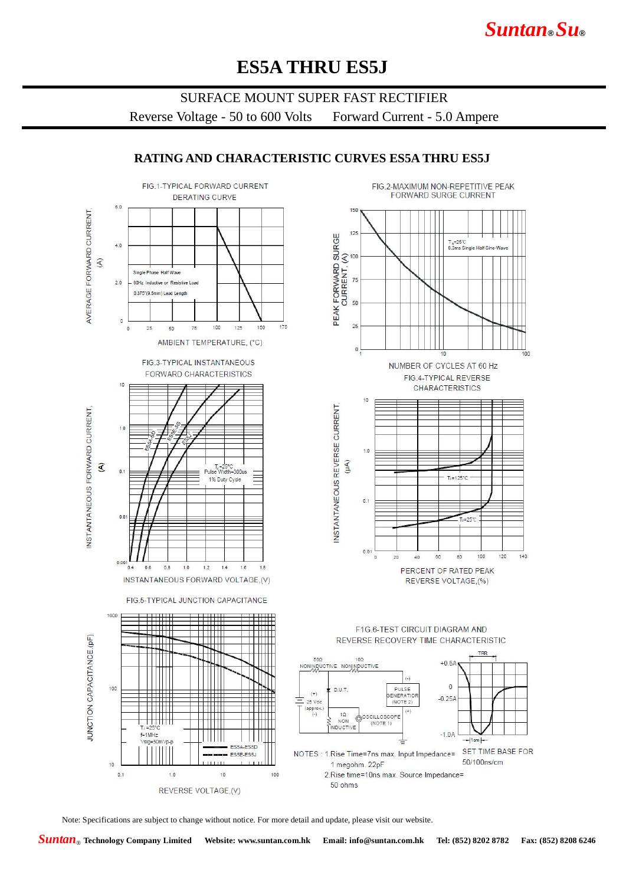# ES5A THRU ES5J

SURFACE MOUNT SUPER FAST RECTIFIER

Reverse Voltage - 50 to 600 Volts    Forward Current - 5.0 Ampere

## RATING AND CHARACTERISTIC CURVES ES5A THRU ES5J

FIG.1-TYPICAL FORWARD CURRENT DERATING CURVE

AVERAGE FORWARD CURRENT, (A)

6.0
4.0
2.0
0

0 25 50 75 100 125 150 175

Single Phase Half Wave
60Hz Inductive or Resistive Load
0.375"(9.5mm) Lead Length

AMBIENT TEMPERATURE, (°C)

FIG.2-MAXIMUM NON-REPETITIVE PEAK FORWARD SURGE CURRENT

PEAK FORWARD SURGE CURRENT, (A)

150
125
100
75
50
25
0

1 10 100

$T_A$=25°C
8.3ms Single Half Sine-Wave

NUMBER OF CYCLES AT 60 Hz

FIG.3-TYPICAL INSTANTANEOUS FORWARD CHARACTERISTICS

INSTANTANEOUS FORWARD CURRENT, (A)

10
1.0
0.1
0.01
0.001

0.4 0.6 0.8 1.0 1.2 1.4 1.6 1.8

ES5A-5D
ES5E-5G
ES5J

$T_J$=25°C
Pulse Width=300us
1% Duty Cycle

INSTANTANEOUS FORWARD VOLTAGE,(V)

FIG.4-TYPICAL REVERSE CHARACTERISTICS

INSTANTANEOUS REVERSE CURRENT, (μA)

10
1.0
0.1
0.01

0 20 40 60 80 100 120 140

$T_J$=125°C
$T_J$=25°C

PERCENT OF RATED PEAK REVERSE VOLTAGE,(%)

FIG.5-TYPICAL JUNCTION CAPACITANCE

JUNCTION CAPACITANCE,(pF)

1000
100
10

0.1 1.0 10 100

$T_J$=25°C
f=1MHz
Vsig=50mVp-p

ES5A-ES5D
ES5E-ES5J

REVERSE VOLTAGE,(V)

FIG.6-TEST CIRCUIT DIAGRAM AND REVERSE RECOVERY TIME CHARACTERISTIC

50Ω NONINDUCTIVE
10Ω NONINDUCTIVE
D.U.T.
(+) 25 Vdc (approx.) (-)
PULSE GENERATOR (NOTE 2)
1Ω NON INDUCTIVE
OSCILLOSCOPE (NOTE 1)
(-)
(+)

TRR
+0.5A
0
-0.25A
-1.0A
1cm

SET TIME BASE FOR 50/100ns/cm

NOTES : 1.Rise Time=7ns max. Input Impedance= 1 megohm. 22pF
2.Rise time=10ns max. Source Impedance= 50 ohms

Note: Specifications are subject to change without notice. For more detail and update, please visit our website.

**Suntan® Technology Company Limited    Website: www.suntan.com.hk    Email: info@suntan.com.hk    Tel: (852) 8202 8782    Fax: (852) 8208 6246**